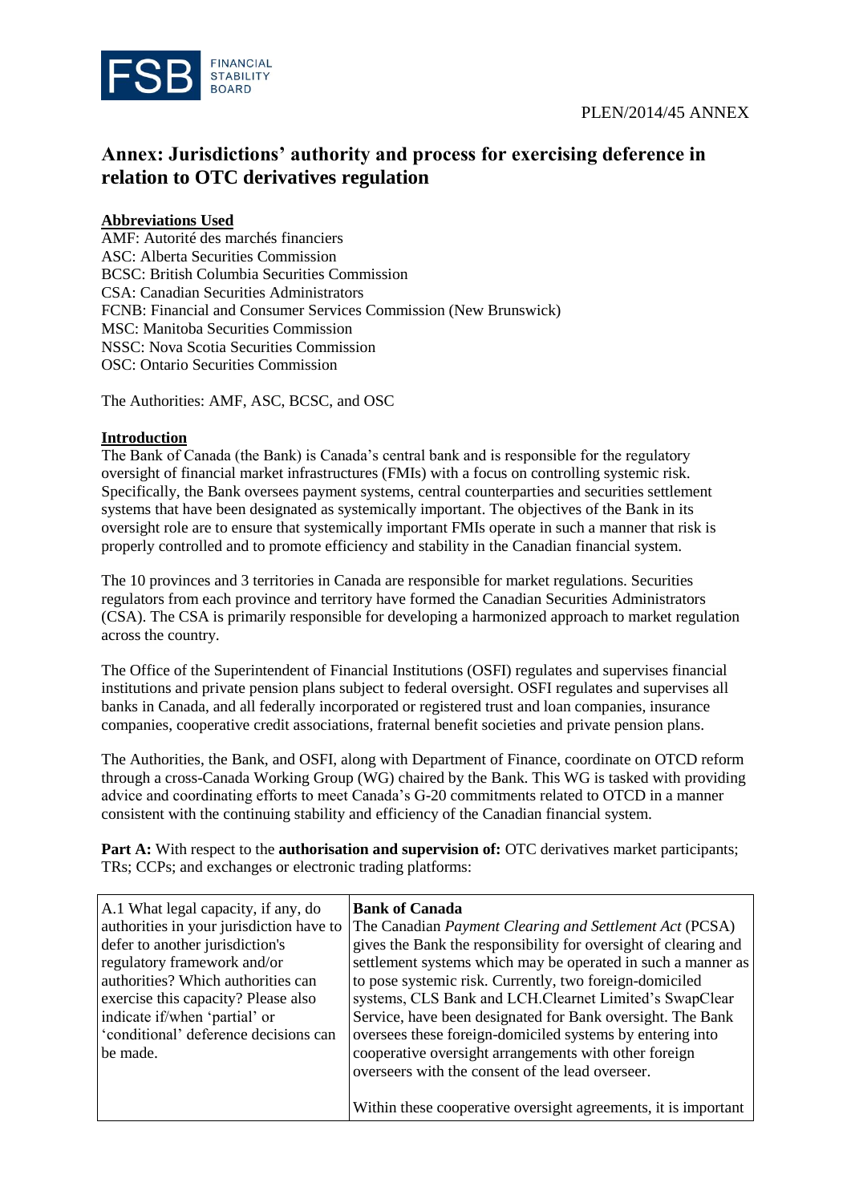PLEN/2014/45 ANNEX

# Annex: Jurisdictions' authority and process for exercising deference in relation to OTC derivatives regulation

**Abbreviations Used**

AMF: Autorité des marchés financiers
ASC: Alberta Securities Commission
BCSC: British Columbia Securities Commission
CSA: Canadian Securities Administrators
FCNB: Financial and Consumer Services Commission (New Brunswick)
MSC: Manitoba Securities Commission
NSSC: Nova Scotia Securities Commission
OSC: Ontario Securities Commission

The Authorities: AMF, ASC, BCSC, and OSC

**Introduction**

The Bank of Canada (the Bank) is Canada's central bank and is responsible for the regulatory oversight of financial market infrastructures (FMIs) with a focus on controlling systemic risk. Specifically, the Bank oversees payment systems, central counterparties and securities settlement systems that have been designated as systemically important. The objectives of the Bank in its oversight role are to ensure that systemically important FMIs operate in such a manner that risk is properly controlled and to promote efficiency and stability in the Canadian financial system.

The 10 provinces and 3 territories in Canada are responsible for market regulations. Securities regulators from each province and territory have formed the Canadian Securities Administrators (CSA). The CSA is primarily responsible for developing a harmonized approach to market regulation across the country.

The Office of the Superintendent of Financial Institutions (OSFI) regulates and supervises financial institutions and private pension plans subject to federal oversight. OSFI regulates and supervises all banks in Canada, and all federally incorporated or registered trust and loan companies, insurance companies, cooperative credit associations, fraternal benefit societies and private pension plans.

The Authorities, the Bank, and OSFI, along with Department of Finance, coordinate on OTCD reform through a cross-Canada Working Group (WG) chaired by the Bank. This WG is tasked with providing advice and coordinating efforts to meet Canada's G-20 commitments related to OTCD in a manner consistent with the continuing stability and efficiency of the Canadian financial system.

**Part A:** With respect to the **authorisation and supervision of:** OTC derivatives market participants; TRs; CCPs; and exchanges or electronic trading platforms:

| | |
|---|---|
| A.1 What legal capacity, if any, do authorities in your jurisdiction have to defer to another jurisdiction's regulatory framework and/or authorities? Which authorities can exercise this capacity? Please also indicate if/when 'partial' or 'conditional' deference decisions can be made. | **Bank of Canada**<br>The Canadian *Payment Clearing and Settlement Act* (PCSA) gives the Bank the responsibility for oversight of clearing and settlement systems which may be operated in such a manner as to pose systemic risk. Currently, two foreign-domiciled systems, CLS Bank and LCH.Clearnet Limited's SwapClear Service, have been designated for Bank oversight. The Bank oversees these foreign-domiciled systems by entering into cooperative oversight arrangements with other foreign overseers with the consent of the lead overseer.<br><br>Within these cooperative oversight agreements, it is important |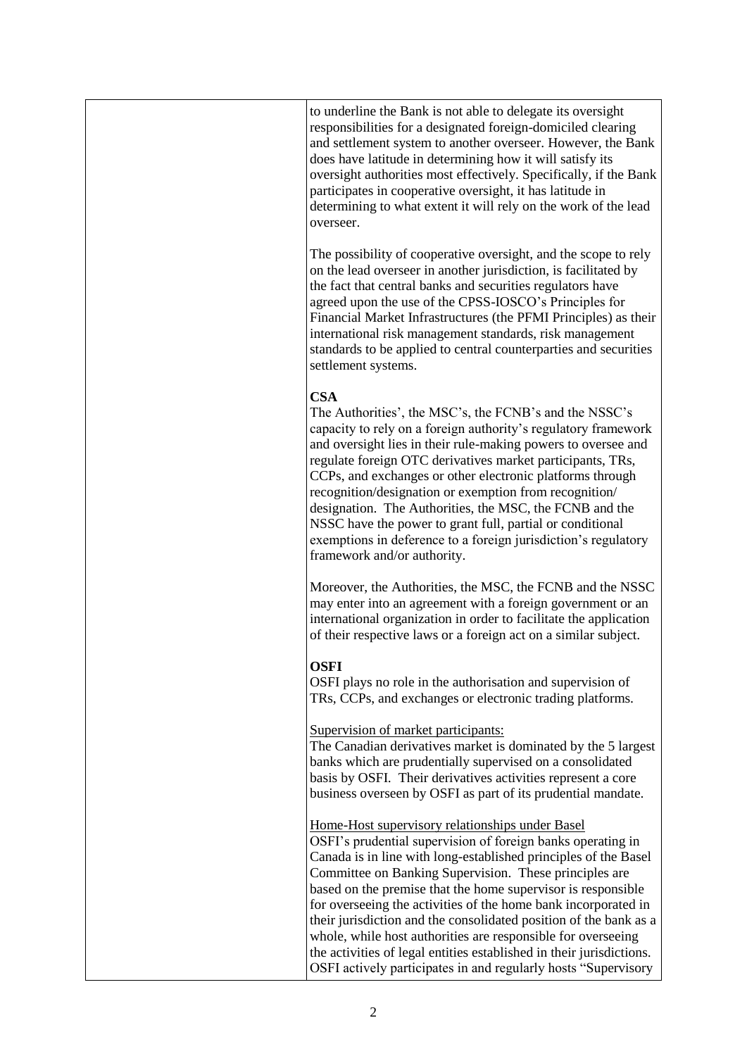| | |
|---|---|
| | to underline the Bank is not able to delegate its oversight responsibilities for a designated foreign-domiciled clearing and settlement system to another overseer. However, the Bank does have latitude in determining how it will satisfy its oversight authorities most effectively. Specifically, if the Bank participates in cooperative oversight, it has latitude in determining to what extent it will rely on the work of the lead overseer.<br><br>The possibility of cooperative oversight, and the scope to rely on the lead overseer in another jurisdiction, is facilitated by the fact that central banks and securities regulators have agreed upon the use of the CPSS-IOSCO's Principles for Financial Market Infrastructures (the PFMI Principles) as their international risk management standards, risk management standards to be applied to central counterparties and securities settlement systems.<br><br>**CSA**<br>The Authorities', the MSC's, the FCNB's and the NSSC's capacity to rely on a foreign authority's regulatory framework and oversight lies in their rule-making powers to oversee and regulate foreign OTC derivatives market participants, TRs, CCPs, and exchanges or other electronic platforms through recognition/designation or exemption from recognition/ designation. The Authorities, the MSC, the FCNB and the NSSC have the power to grant full, partial or conditional exemptions in deference to a foreign jurisdiction's regulatory framework and/or authority.<br><br>Moreover, the Authorities, the MSC, the FCNB and the NSSC may enter into an agreement with a foreign government or an international organization in order to facilitate the application of their respective laws or a foreign act on a similar subject.<br><br>**OSFI**<br>OSFI plays no role in the authorisation and supervision of TRs, CCPs, and exchanges or electronic trading platforms.<br><br><u>Supervision of market participants:</u><br>The Canadian derivatives market is dominated by the 5 largest banks which are prudentially supervised on a consolidated basis by OSFI. Their derivatives activities represent a core business overseen by OSFI as part of its prudential mandate.<br><br><u>Home-Host supervisory relationships under Basel</u><br>OSFI's prudential supervision of foreign banks operating in Canada is in line with long-established principles of the Basel Committee on Banking Supervision. These principles are based on the premise that the home supervisor is responsible for overseeing the activities of the home bank incorporated in their jurisdiction and the consolidated position of the bank as a whole, while host authorities are responsible for overseeing the activities of legal entities established in their jurisdictions. OSFI actively participates in and regularly hosts "Supervisory |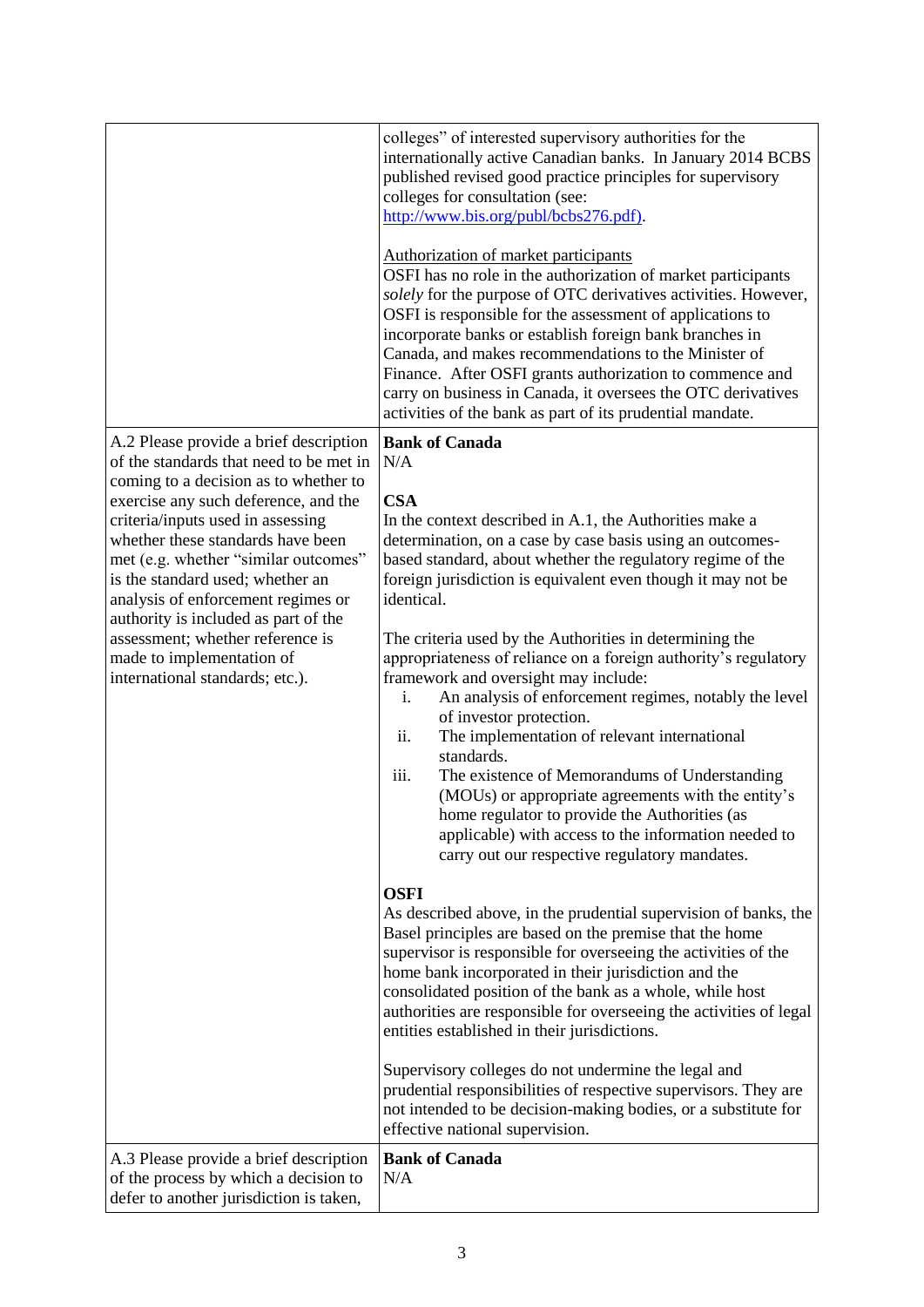| | |
|---|---|
| | colleges" of interested supervisory authorities for the internationally active Canadian banks. In January 2014 BCBS published revised good practice principles for supervisory colleges for consultation (see: [http://www.bis.org/publ/bcbs276.pdf](http://www.bis.org/publ/bcbs276.pdf)).<br><br>Authorization of market participants<br>OSFI has no role in the authorization of market participants *solely* for the purpose of OTC derivatives activities. However, OSFI is responsible for the assessment of applications to incorporate banks or establish foreign bank branches in Canada, and makes recommendations to the Minister of Finance. After OSFI grants authorization to commence and carry on business in Canada, it oversees the OTC derivatives activities of the bank as part of its prudential mandate. |
| A.2 Please provide a brief description of the standards that need to be met in coming to a decision as to whether to exercise any such deference, and the criteria/inputs used in assessing whether these standards have been met (e.g. whether "similar outcomes" is the standard used; whether an analysis of enforcement regimes or authority is included as part of the assessment; whether reference is made to implementation of international standards; etc.). | **Bank of Canada**<br>N/A<br><br>**CSA**<br>In the context described in A.1, the Authorities make a determination, on a case by case basis using an outcomes-based standard, about whether the regulatory regime of the foreign jurisdiction is equivalent even though it may not be identical.<br><br>The criteria used by the Authorities in determining the appropriateness of reliance on a foreign authority's regulatory framework and oversight may include:<br>i. An analysis of enforcement regimes, notably the level of investor protection.<br>ii. The implementation of relevant international standards.<br>iii. The existence of Memorandums of Understanding (MOUs) or appropriate agreements with the entity's home regulator to provide the Authorities (as applicable) with access to the information needed to carry out our respective regulatory mandates.<br><br>**OSFI**<br>As described above, in the prudential supervision of banks, the Basel principles are based on the premise that the home supervisor is responsible for overseeing the activities of the home bank incorporated in their jurisdiction and the consolidated position of the bank as a whole, while host authorities are responsible for overseeing the activities of legal entities established in their jurisdictions.<br><br>Supervisory colleges do not undermine the legal and prudential responsibilities of respective supervisors. They are not intended to be decision-making bodies, or a substitute for effective national supervision. |
| A.3 Please provide a brief description of the process by which a decision to defer to another jurisdiction is taken, | **Bank of Canada**<br>N/A |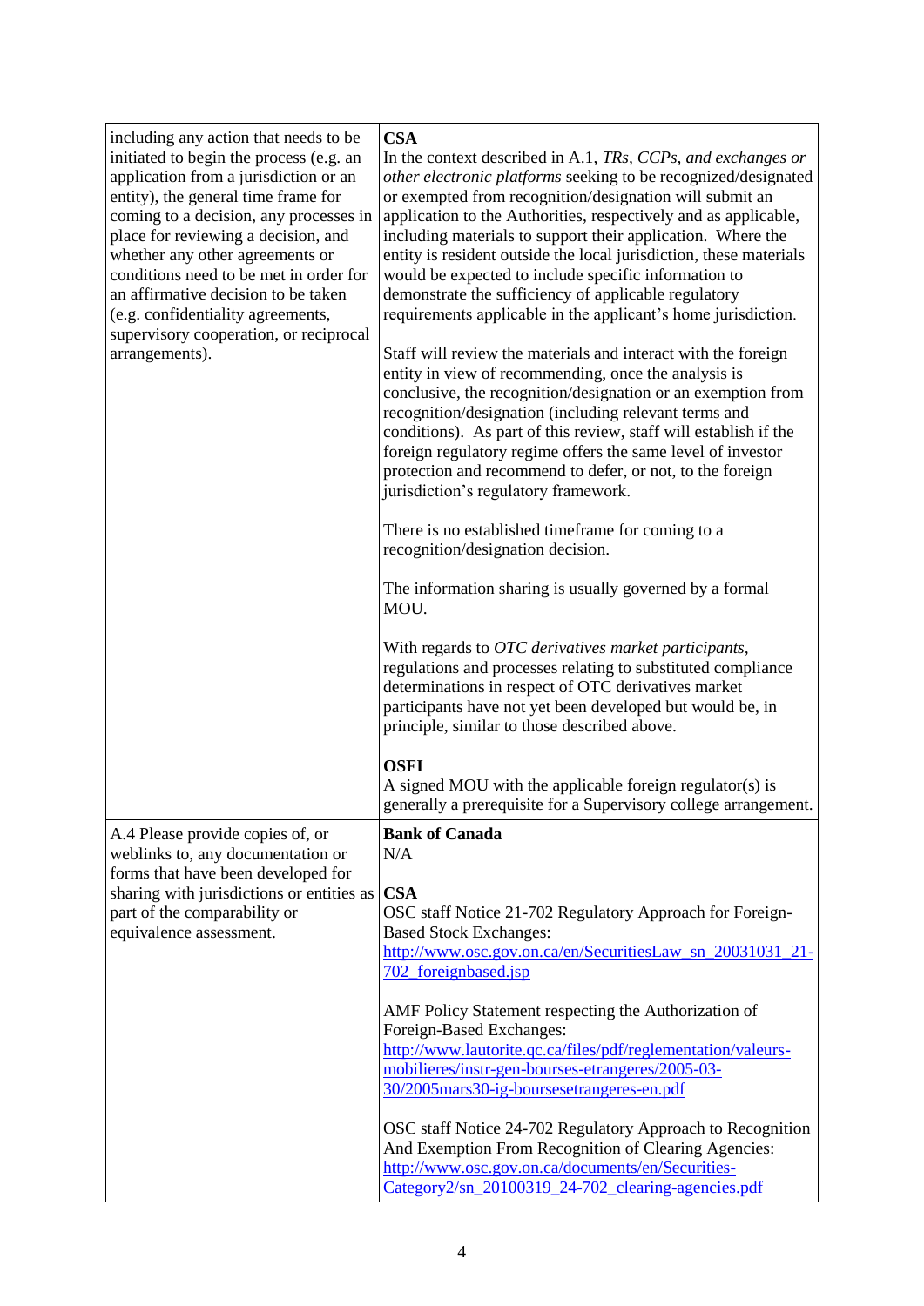| | |
|---|---|
| including any action that needs to be initiated to begin the process (e.g. an application from a jurisdiction or an entity), the general time frame for coming to a decision, any processes in place for reviewing a decision, and whether any other agreements or conditions need to be met in order for an affirmative decision to be taken (e.g. confidentiality agreements, supervisory cooperation, or reciprocal arrangements). | **CSA**<br>In the context described in A.1, *TRs, CCPs, and exchanges or other electronic platforms* seeking to be recognized/designated or exempted from recognition/designation will submit an application to the Authorities, respectively and as applicable, including materials to support their application. Where the entity is resident outside the local jurisdiction, these materials would be expected to include specific information to demonstrate the sufficiency of applicable regulatory requirements applicable in the applicant's home jurisdiction.<br><br>Staff will review the materials and interact with the foreign entity in view of recommending, once the analysis is conclusive, the recognition/designation or an exemption from recognition/designation (including relevant terms and conditions). As part of this review, staff will establish if the foreign regulatory regime offers the same level of investor protection and recommend to defer, or not, to the foreign jurisdiction's regulatory framework.<br><br>There is no established timeframe for coming to a recognition/designation decision.<br><br>The information sharing is usually governed by a formal MOU.<br><br>With regards to *OTC derivatives market participants*, regulations and processes relating to substituted compliance determinations in respect of OTC derivatives market participants have not yet been developed but would be, in principle, similar to those described above.<br><br>**OSFI**<br>A signed MOU with the applicable foreign regulator(s) is generally a prerequisite for a Supervisory college arrangement. |
| A.4 Please provide copies of, or weblinks to, any documentation or forms that have been developed for sharing with jurisdictions or entities as part of the comparability or equivalence assessment. | **Bank of Canada**<br>N/A<br><br>**CSA**<br>OSC staff Notice 21-702 Regulatory Approach for Foreign-Based Stock Exchanges:<br>http://www.osc.gov.on.ca/en/SecuritiesLaw_sn_20031031_21-702_foreignbased.jsp<br><br>AMF Policy Statement respecting the Authorization of Foreign-Based Exchanges:<br>http://www.lautorite.qc.ca/files/pdf/reglementation/valeurs-mobilieres/instr-gen-bourses-etrangeres/2005-03-30/2005mars30-ig-boursesetrangeres-en.pdf<br><br>OSC staff Notice 24-702 Regulatory Approach to Recognition And Exemption From Recognition of Clearing Agencies:<br>http://www.osc.gov.on.ca/documents/en/Securities-Category2/sn_20100319_24-702_clearing-agencies.pdf |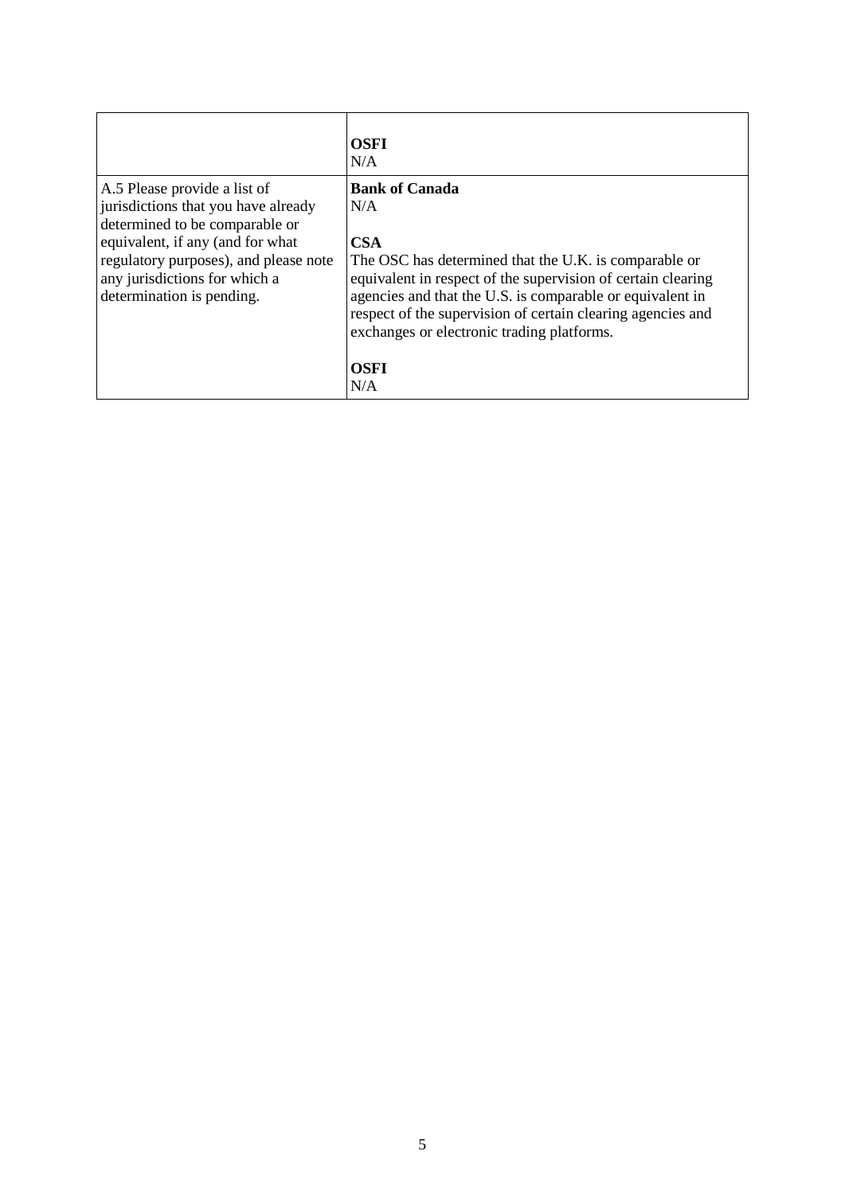| | |
|---|---|
| | **OSFI**<br>N/A |
| A.5 Please provide a list of jurisdictions that you have already determined to be comparable or equivalent, if any (and for what regulatory purposes), and please note any jurisdictions for which a determination is pending. | **Bank of Canada**<br>N/A<br><br>**CSA**<br>The OSC has determined that the U.K. is comparable or equivalent in respect of the supervision of certain clearing agencies and that the U.S. is comparable or equivalent in respect of the supervision of certain clearing agencies and exchanges or electronic trading platforms.<br><br>**OSFI**<br>N/A |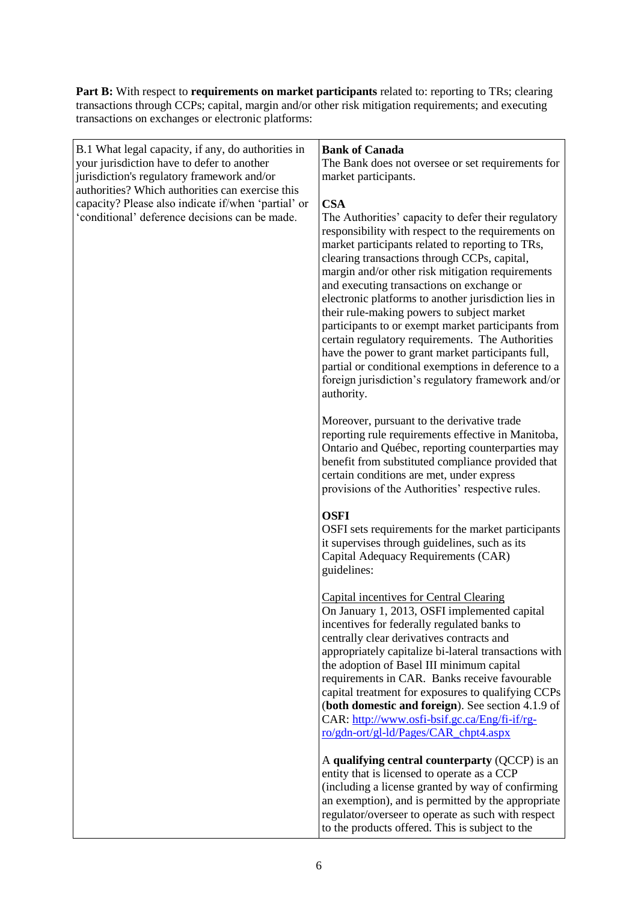**Part B:** With respect to **requirements on market participants** related to: reporting to TRs; clearing transactions through CCPs; capital, margin and/or other risk mitigation requirements; and executing transactions on exchanges or electronic platforms:

| | |
|---|---|
| B.1 What legal capacity, if any, do authorities in your jurisdiction have to defer to another jurisdiction's regulatory framework and/or authorities? Which authorities can exercise this capacity? Please also indicate if/when 'partial' or 'conditional' deference decisions can be made. | **Bank of Canada**<br>The Bank does not oversee or set requirements for market participants.<br><br>**CSA**<br>The Authorities' capacity to defer their regulatory responsibility with respect to the requirements on market participants related to reporting to TRs, clearing transactions through CCPs, capital, margin and/or other risk mitigation requirements and executing transactions on exchange or electronic platforms to another jurisdiction lies in their rule-making powers to subject market participants to or exempt market participants from certain regulatory requirements. The Authorities have the power to grant market participants full, partial or conditional exemptions in deference to a foreign jurisdiction's regulatory framework and/or authority.<br><br>Moreover, pursuant to the derivative trade reporting rule requirements effective in Manitoba, Ontario and Québec, reporting counterparties may benefit from substituted compliance provided that certain conditions are met, under express provisions of the Authorities' respective rules.<br><br>**OSFI**<br>OSFI sets requirements for the market participants it supervises through guidelines, such as its Capital Adequacy Requirements (CAR) guidelines:<br><br>Capital incentives for Central Clearing<br>On January 1, 2013, OSFI implemented capital incentives for federally regulated banks to centrally clear derivatives contracts and appropriately capitalize bi-lateral transactions with the adoption of Basel III minimum capital requirements in CAR. Banks receive favourable capital treatment for exposures to qualifying CCPs (**both domestic and foreign**). See section 4.1.9 of CAR: [http://www.osfi-bsif.gc.ca/Eng/fi-if/rg-ro/gdn-ort/gl-ld/Pages/CAR_chpt4.aspx](http://www.osfi-bsif.gc.ca/Eng/fi-if/rg-ro/gdn-ort/gl-ld/Pages/CAR_chpt4.aspx)<br><br>A **qualifying central counterparty** (QCCP) is an entity that is licensed to operate as a CCP (including a license granted by way of confirming an exemption), and is permitted by the appropriate regulator/overseer to operate as such with respect to the products offered. This is subject to the |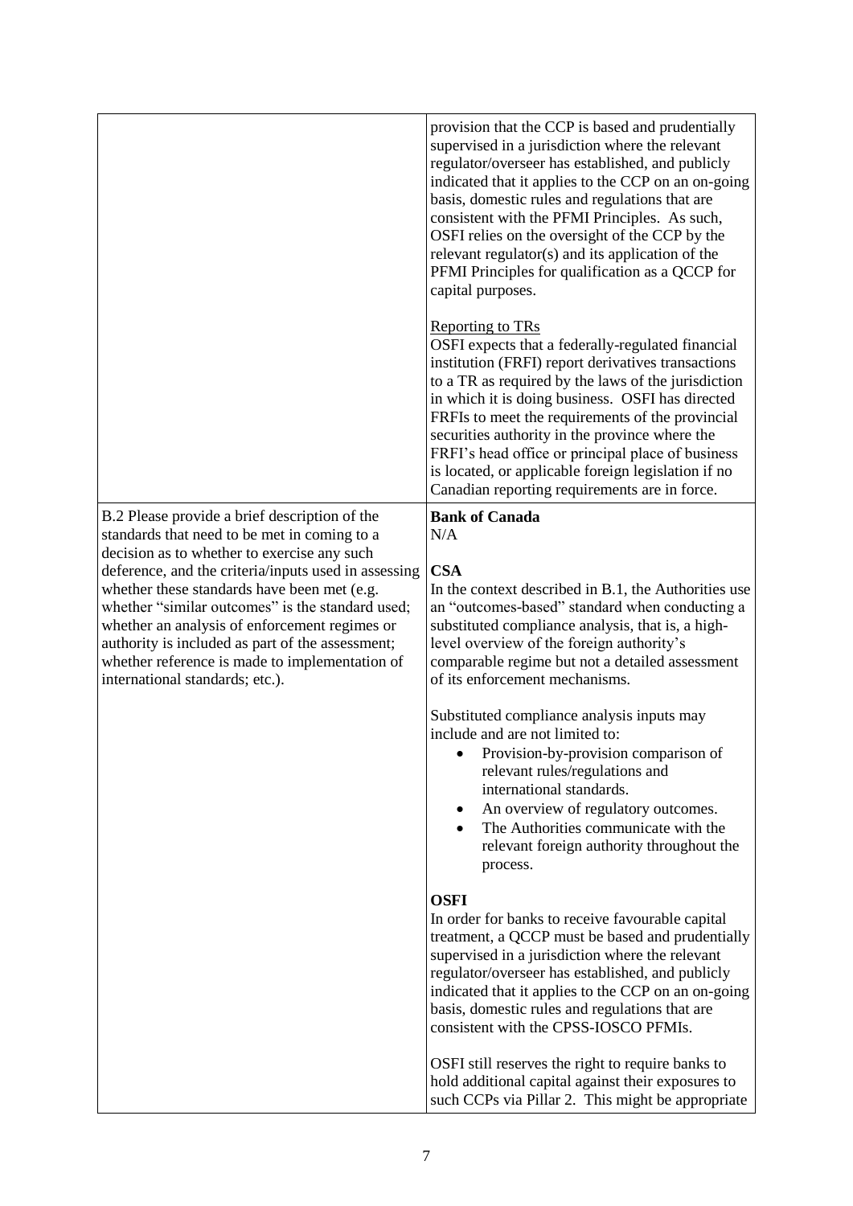| | |
|---|---|
| | provision that the CCP is based and prudentially supervised in a jurisdiction where the relevant regulator/overseer has established, and publicly indicated that it applies to the CCP on an on-going basis, domestic rules and regulations that are consistent with the PFMI Principles. As such, OSFI relies on the oversight of the CCP by the relevant regulator(s) and its application of the PFMI Principles for qualification as a QCCP for capital purposes.<br><br><u>Reporting to TRs</u><br>OSFI expects that a federally-regulated financial institution (FRFI) report derivatives transactions to a TR as required by the laws of the jurisdiction in which it is doing business. OSFI has directed FRFIs to meet the requirements of the provincial securities authority in the province where the FRFI's head office or principal place of business is located, or applicable foreign legislation if no Canadian reporting requirements are in force. |
| B.2 Please provide a brief description of the standards that need to be met in coming to a decision as to whether to exercise any such deference, and the criteria/inputs used in assessing whether these standards have been met (e.g. whether "similar outcomes" is the standard used; whether an analysis of enforcement regimes or authority is included as part of the assessment; whether reference is made to implementation of international standards; etc.). | **Bank of Canada**<br>N/A<br><br>**CSA**<br>In the context described in B.1, the Authorities use an "outcomes-based" standard when conducting a substituted compliance analysis, that is, a high-level overview of the foreign authority's comparable regime but not a detailed assessment of its enforcement mechanisms.<br><br>Substituted compliance analysis inputs may include and are not limited to:<br>• Provision-by-provision comparison of relevant rules/regulations and international standards.<br>• An overview of regulatory outcomes.<br>• The Authorities communicate with the relevant foreign authority throughout the process.<br><br>**OSFI**<br>In order for banks to receive favourable capital treatment, a QCCP must be based and prudentially supervised in a jurisdiction where the relevant regulator/overseer has established, and publicly indicated that it applies to the CCP on an on-going basis, domestic rules and regulations that are consistent with the CPSS-IOSCO PFMIs.<br><br>OSFI still reserves the right to require banks to hold additional capital against their exposures to such CCPs via Pillar 2. This might be appropriate |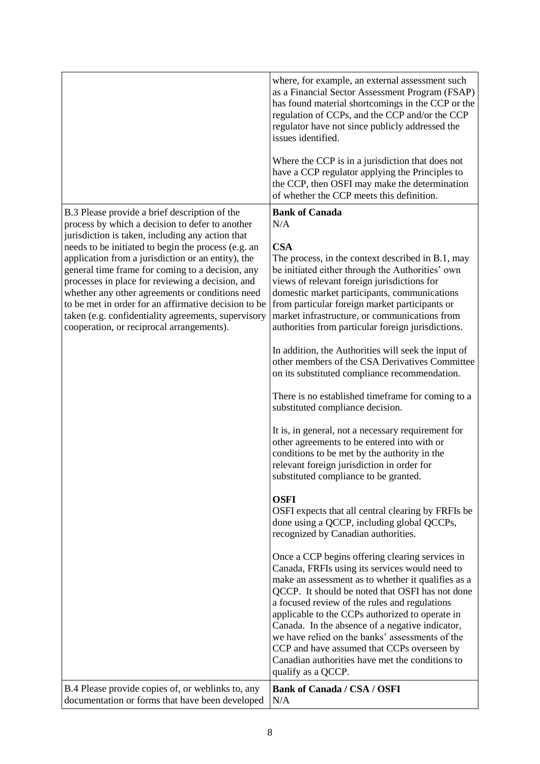| | |
|---|---|
| | where, for example, an external assessment such as a Financial Sector Assessment Program (FSAP) has found material shortcomings in the CCP or the regulation of CCPs, and the CCP and/or the CCP regulator have not since publicly addressed the issues identified.<br><br>Where the CCP is in a jurisdiction that does not have a CCP regulator applying the Principles to the CCP, then OSFI may make the determination of whether the CCP meets this definition. |
| B.3 Please provide a brief description of the process by which a decision to defer to another jurisdiction is taken, including any action that needs to be initiated to begin the process (e.g. an application from a jurisdiction or an entity), the general time frame for coming to a decision, any processes in place for reviewing a decision, and whether any other agreements or conditions need to be met in order for an affirmative decision to be taken (e.g. confidentiality agreements, supervisory cooperation, or reciprocal arrangements). | **Bank of Canada**<br>N/A<br><br>**CSA**<br>The process, in the context described in B.1, may be initiated either through the Authorities' own views of relevant foreign jurisdictions for domestic market participants, communications from particular foreign market participants or market infrastructure, or communications from authorities from particular foreign jurisdictions.<br><br>In addition, the Authorities will seek the input of other members of the CSA Derivatives Committee on its substituted compliance recommendation.<br><br>There is no established timeframe for coming to a substituted compliance decision.<br><br>It is, in general, not a necessary requirement for other agreements to be entered into with or conditions to be met by the authority in the relevant foreign jurisdiction in order for substituted compliance to be granted.<br><br>**OSFI**<br>OSFI expects that all central clearing by FRFIs be done using a QCCP, including global QCCPs, recognized by Canadian authorities.<br><br>Once a CCP begins offering clearing services in Canada, FRFIs using its services would need to make an assessment as to whether it qualifies as a QCCP. It should be noted that OSFI has not done a focused review of the rules and regulations applicable to the CCPs authorized to operate in Canada. In the absence of a negative indicator, we have relied on the banks' assessments of the CCP and have assumed that CCPs overseen by Canadian authorities have met the conditions to qualify as a QCCP. |
| B.4 Please provide copies of, or weblinks to, any documentation or forms that have been developed | **Bank of Canada / CSA / OSFI**<br>N/A |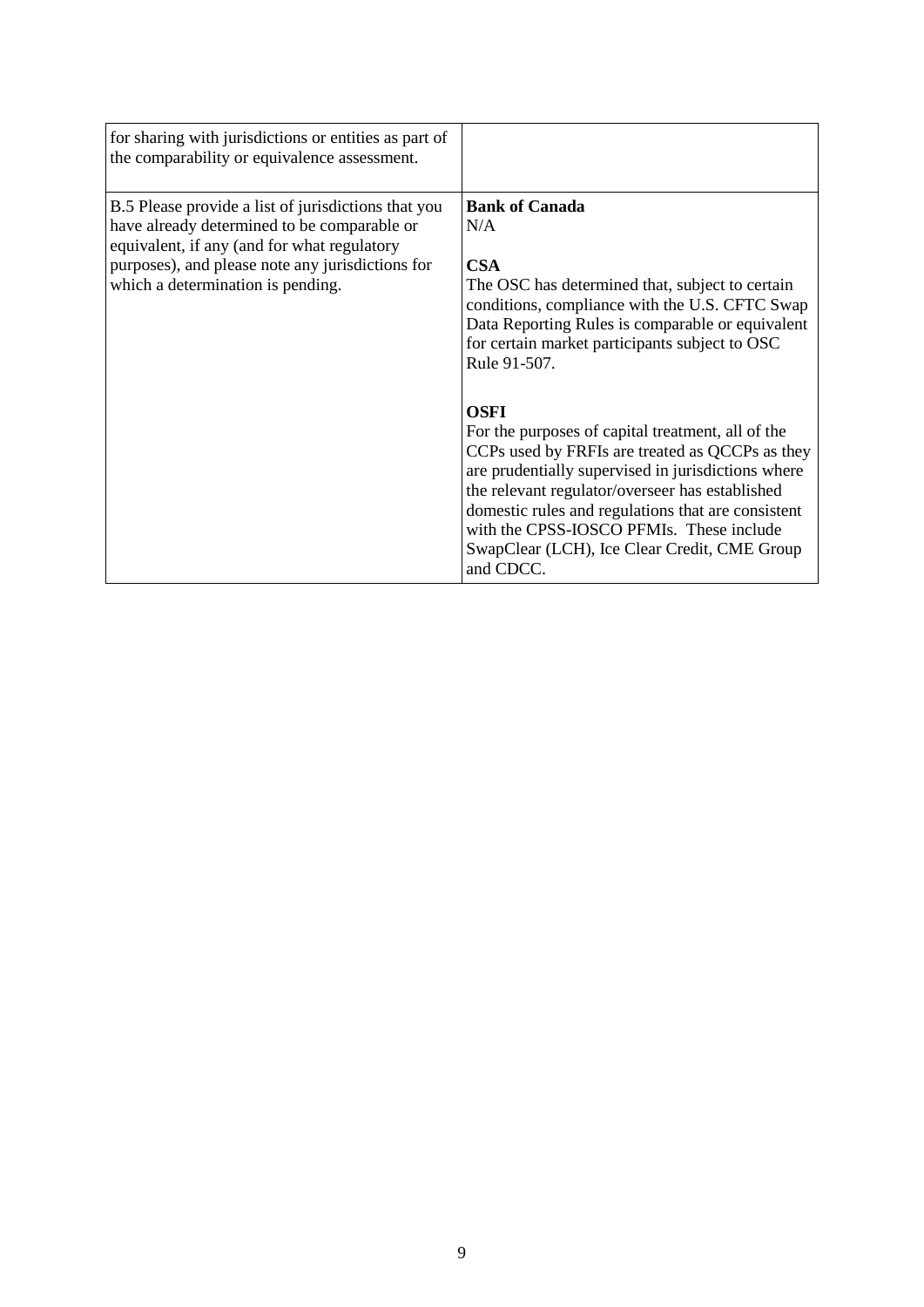| | |
|---|---|
| for sharing with jurisdictions or entities as part of the comparability or equivalence assessment. | |
| B.5 Please provide a list of jurisdictions that you have already determined to be comparable or equivalent, if any (and for what regulatory purposes), and please note any jurisdictions for which a determination is pending. | **Bank of Canada**<br>N/A<br><br>**CSA**<br>The OSC has determined that, subject to certain conditions, compliance with the U.S. CFTC Swap Data Reporting Rules is comparable or equivalent for certain market participants subject to OSC Rule 91-507.<br><br>**OSFI**<br>For the purposes of capital treatment, all of the CCPs used by FRFIs are treated as QCCPs as they are prudentially supervised in jurisdictions where the relevant regulator/overseer has established domestic rules and regulations that are consistent with the CPSS-IOSCO PFMIs. These include SwapClear (LCH), Ice Clear Credit, CME Group and CDCC. |